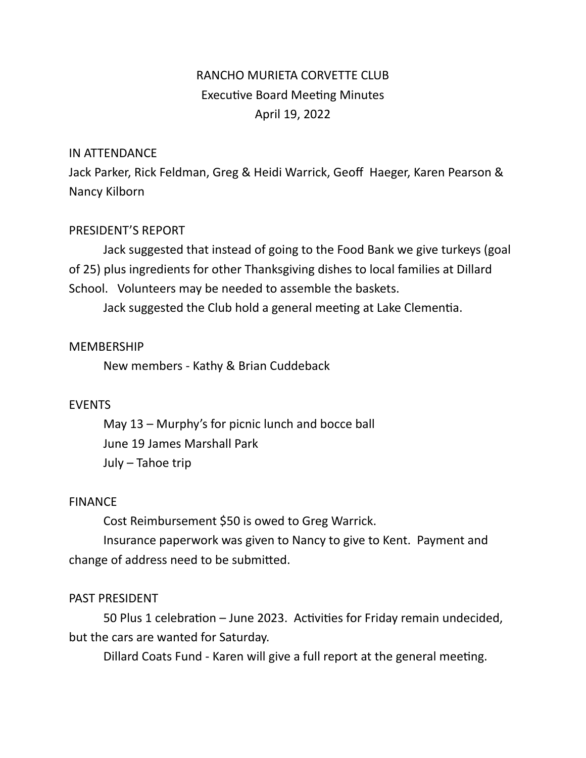# RANCHO MURIETA CORVETTE CLUB
## Executive Board Meeting Minutes
## April 19, 2022

### IN ATTENDANCE

Jack Parker, Rick Feldman, Greg & Heidi Warrick, Geoff Haeger, Karen Pearson & Nancy Kilborn

### PRESIDENT'S REPORT

Jack suggested that instead of going to the Food Bank we give turkeys (goal of 25) plus ingredients for other Thanksgiving dishes to local families at Dillard School. Volunteers may be needed to assemble the baskets.

Jack suggested the Club hold a general meeting at Lake Clementia.

### MEMBERSHIP

New members - Kathy & Brian Cuddeback

### EVENTS

May 13 – Murphy's for picnic lunch and bocce ball

June 19 James Marshall Park

July – Tahoe trip

### FINANCE

Cost Reimbursement $50 is owed to Greg Warrick.

Insurance paperwork was given to Nancy to give to Kent. Payment and change of address need to be submitted.

### PAST PRESIDENT

50 Plus 1 celebration – June 2023. Activities for Friday remain undecided, but the cars are wanted for Saturday.

Dillard Coats Fund - Karen will give a full report at the general meeting.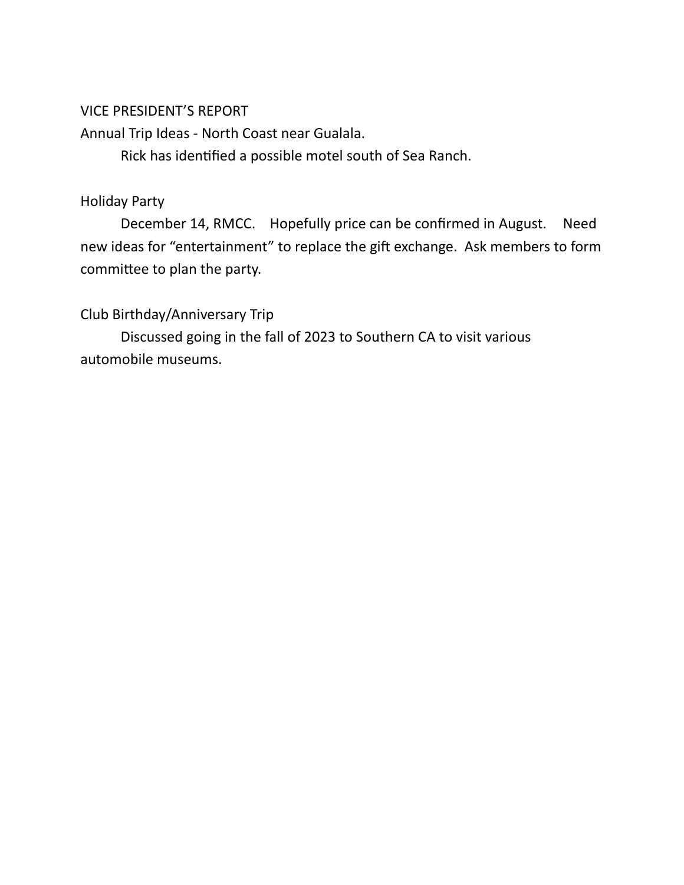VICE PRESIDENT'S REPORT

Annual Trip Ideas - North Coast near Gualala.

Rick has identified a possible motel south of Sea Ranch.

Holiday Party

December 14, RMCC. Hopefully price can be confirmed in August. Need new ideas for "entertainment" to replace the gift exchange. Ask members to form committee to plan the party.

Club Birthday/Anniversary Trip

Discussed going in the fall of 2023 to Southern CA to visit various automobile museums.